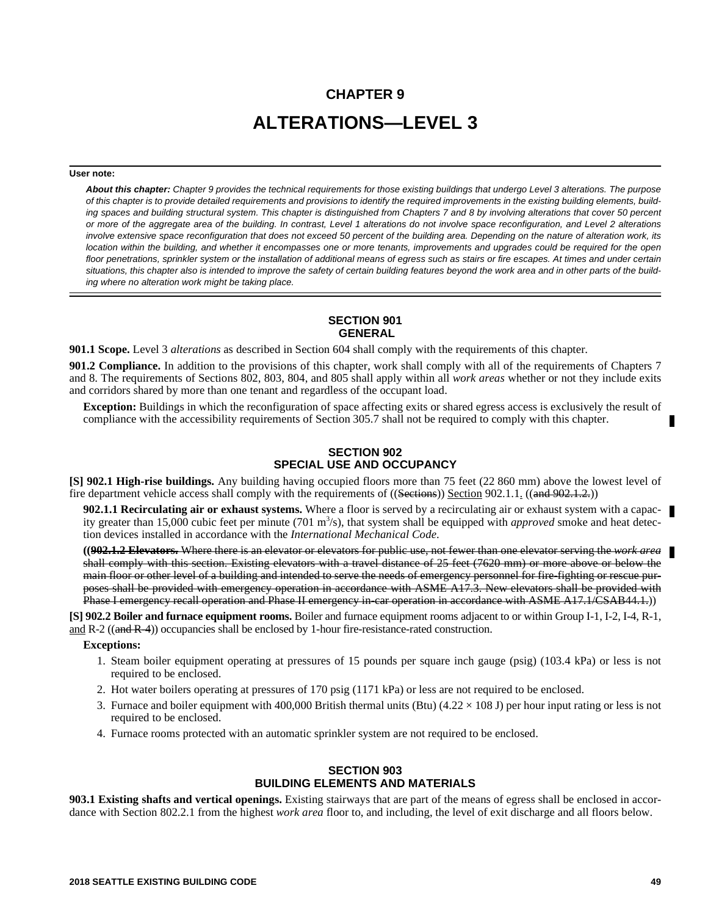# CHAPTER 9

# ALTERATIONS—LEVEL 3

**User note:**

***About this chapter:*** *Chapter 9 provides the technical requirements for those existing buildings that undergo Level 3 alterations. The purpose of this chapter is to provide detailed requirements and provisions to identify the required improvements in the existing building elements, building spaces and building structural system. This chapter is distinguished from Chapters 7 and 8 by involving alterations that cover 50 percent or more of the aggregate area of the building. In contrast, Level 1 alterations do not involve space reconfiguration, and Level 2 alterations involve extensive space reconfiguration that does not exceed 50 percent of the building area. Depending on the nature of alteration work, its location within the building, and whether it encompasses one or more tenants, improvements and upgrades could be required for the open floor penetrations, sprinkler system or the installation of additional means of egress such as stairs or fire escapes. At times and under certain situations, this chapter also is intended to improve the safety of certain building features beyond the work area and in other parts of the building where no alteration work might be taking place.*

## SECTION 901 GENERAL

**901.1 Scope.** Level 3 *alterations* as described in Section 604 shall comply with the requirements of this chapter.

**901.2 Compliance.** In addition to the provisions of this chapter, work shall comply with all of the requirements of Chapters 7 and 8. The requirements of Sections 802, 803, 804, and 805 shall apply within all *work areas* whether or not they include exits and corridors shared by more than one tenant and regardless of the occupant load.

**Exception:** Buildings in which the reconfiguration of space affecting exits or shared egress access is exclusively the result of compliance with the accessibility requirements of Section 305.7 shall not be required to comply with this chapter.

## SECTION 902 SPECIAL USE AND OCCUPANCY

**[S] 902.1 High-rise buildings.** Any building having occupied floors more than 75 feet (22 860 mm) above the lowest level of fire department vehicle access shall comply with the requirements of ((~~Sections~~)) Section 902.1.1. ((~~and 902.1.2.~~))

**902.1.1 Recirculating air or exhaust systems.** Where a floor is served by a recirculating air or exhaust system with a capacity greater than 15,000 cubic feet per minute (701 $m^3$/s), that system shall be equipped with *approved* smoke and heat detection devices installed in accordance with the *International Mechanical Code*.

((~~**902.1.2 Elevators.** Where there is an elevator or elevators for public use, not fewer than one elevator serving the *work area* shall comply with this section. Existing elevators with a travel distance of 25 feet (7620 mm) or more above or below the main floor or other level of a building and intended to serve the needs of emergency personnel for fire-fighting or rescue purposes shall be provided with emergency operation in accordance with ASME A17.3. New elevators shall be provided with Phase I emergency recall operation and Phase II emergency in-car operation in accordance with ASME A17.1/CSAB44.1.~~))

**[S] 902.2 Boiler and furnace equipment rooms.** Boiler and furnace equipment rooms adjacent to or within Group I-1, I-2, I-4, R-1, and R-2 ((~~and R-4~~)) occupancies shall be enclosed by 1-hour fire-resistance-rated construction.

**Exceptions:**

1. Steam boiler equipment operating at pressures of 15 pounds per square inch gauge (psig) (103.4 kPa) or less is not required to be enclosed.
2. Hot water boilers operating at pressures of 170 psig (1171 kPa) or less are not required to be enclosed.
3. Furnace and boiler equipment with 400,000 British thermal units (Btu) ($4.22 \times 108$ J) per hour input rating or less is not required to be enclosed.
4. Furnace rooms protected with an automatic sprinkler system are not required to be enclosed.

## SECTION 903 BUILDING ELEMENTS AND MATERIALS

**903.1 Existing shafts and vertical openings.** Existing stairways that are part of the means of egress shall be enclosed in accordance with Section 802.2.1 from the highest *work area* floor to, and including, the level of exit discharge and all floors below.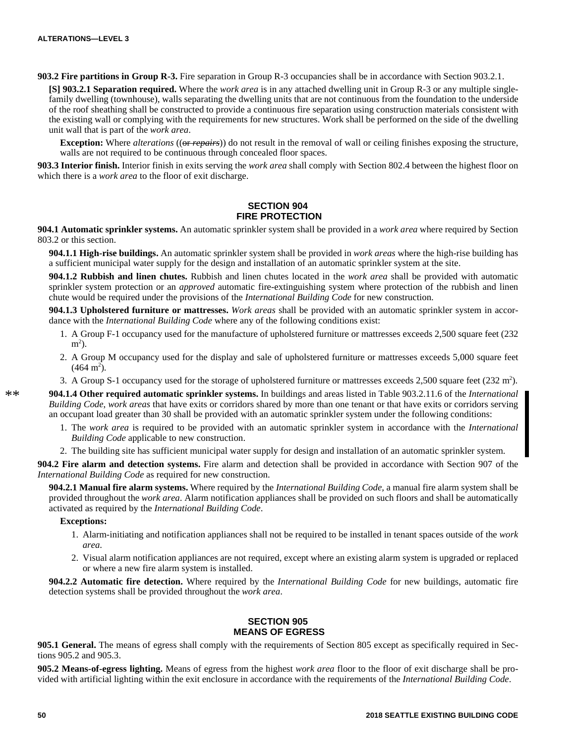**903.2 Fire partitions in Group R-3.** Fire separation in Group R-3 occupancies shall be in accordance with Section 903.2.1.

**[S] 903.2.1 Separation required.** Where the *work area* is in any attached dwelling unit in Group R-3 or any multiple single-family dwelling (townhouse), walls separating the dwelling units that are not continuous from the foundation to the underside of the roof sheathing shall be constructed to provide a continuous fire separation using construction materials consistent with the existing wall or complying with the requirements for new structures. Work shall be performed on the side of the dwelling unit wall that is part of the *work area*.

**Exception:** Where *alterations* ((~~or *repairs*~~)) do not result in the removal of wall or ceiling finishes exposing the structure, walls are not required to be continuous through concealed floor spaces.

**903.3 Interior finish.** Interior finish in exits serving the *work area* shall comply with Section 802.4 between the highest floor on which there is a *work area* to the floor of exit discharge.

## SECTION 904 FIRE PROTECTION

**904.1 Automatic sprinkler systems.** An automatic sprinkler system shall be provided in a *work area* where required by Section 803.2 or this section.

**904.1.1 High-rise buildings.** An automatic sprinkler system shall be provided in *work areas* where the high-rise building has a sufficient municipal water supply for the design and installation of an automatic sprinkler system at the site.

**904.1.2 Rubbish and linen chutes.** Rubbish and linen chutes located in the *work area* shall be provided with automatic sprinkler system protection or an *approved* automatic fire-extinguishing system where protection of the rubbish and linen chute would be required under the provisions of the *International Building Code* for new construction.

**904.1.3 Upholstered furniture or mattresses.** *Work areas* shall be provided with an automatic sprinkler system in accordance with the *International Building Code* where any of the following conditions exist:

1. A Group F-1 occupancy used for the manufacture of upholstered furniture or mattresses exceeds 2,500 square feet (232 $m^2$).
2. A Group M occupancy used for the display and sale of upholstered furniture or mattresses exceeds 5,000 square feet (464 $m^2$).
3. A Group S-1 occupancy used for the storage of upholstered furniture or mattresses exceeds 2,500 square feet (232 $m^2$).

**904.1.4 Other required automatic sprinkler systems.** In buildings and areas listed in Table 903.2.11.6 of the *International Building Code*, *work areas* that have exits or corridors shared by more than one tenant or that have exits or corridors serving an occupant load greater than 30 shall be provided with an automatic sprinkler system under the following conditions:

1. The *work area* is required to be provided with an automatic sprinkler system in accordance with the *International Building Code* applicable to new construction.
2. The building site has sufficient municipal water supply for design and installation of an automatic sprinkler system.

**904.2 Fire alarm and detection systems.** Fire alarm and detection shall be provided in accordance with Section 907 of the *International Building Code* as required for new construction.

**904.2.1 Manual fire alarm systems.** Where required by the *International Building Code*, a manual fire alarm system shall be provided throughout the *work area*. Alarm notification appliances shall be provided on such floors and shall be automatically activated as required by the *International Building Code*.

**Exceptions:**

1. Alarm-initiating and notification appliances shall not be required to be installed in tenant spaces outside of the *work area*.
2. Visual alarm notification appliances are not required, except where an existing alarm system is upgraded or replaced or where a new fire alarm system is installed.

**904.2.2 Automatic fire detection.** Where required by the *International Building Code* for new buildings, automatic fire detection systems shall be provided throughout the *work area*.

## SECTION 905 MEANS OF EGRESS

**905.1 General.** The means of egress shall comply with the requirements of Section 805 except as specifically required in Sections 905.2 and 905.3.

**905.2 Means-of-egress lighting.** Means of egress from the highest *work area* floor to the floor of exit discharge shall be provided with artificial lighting within the exit enclosure in accordance with the requirements of the *International Building Code*.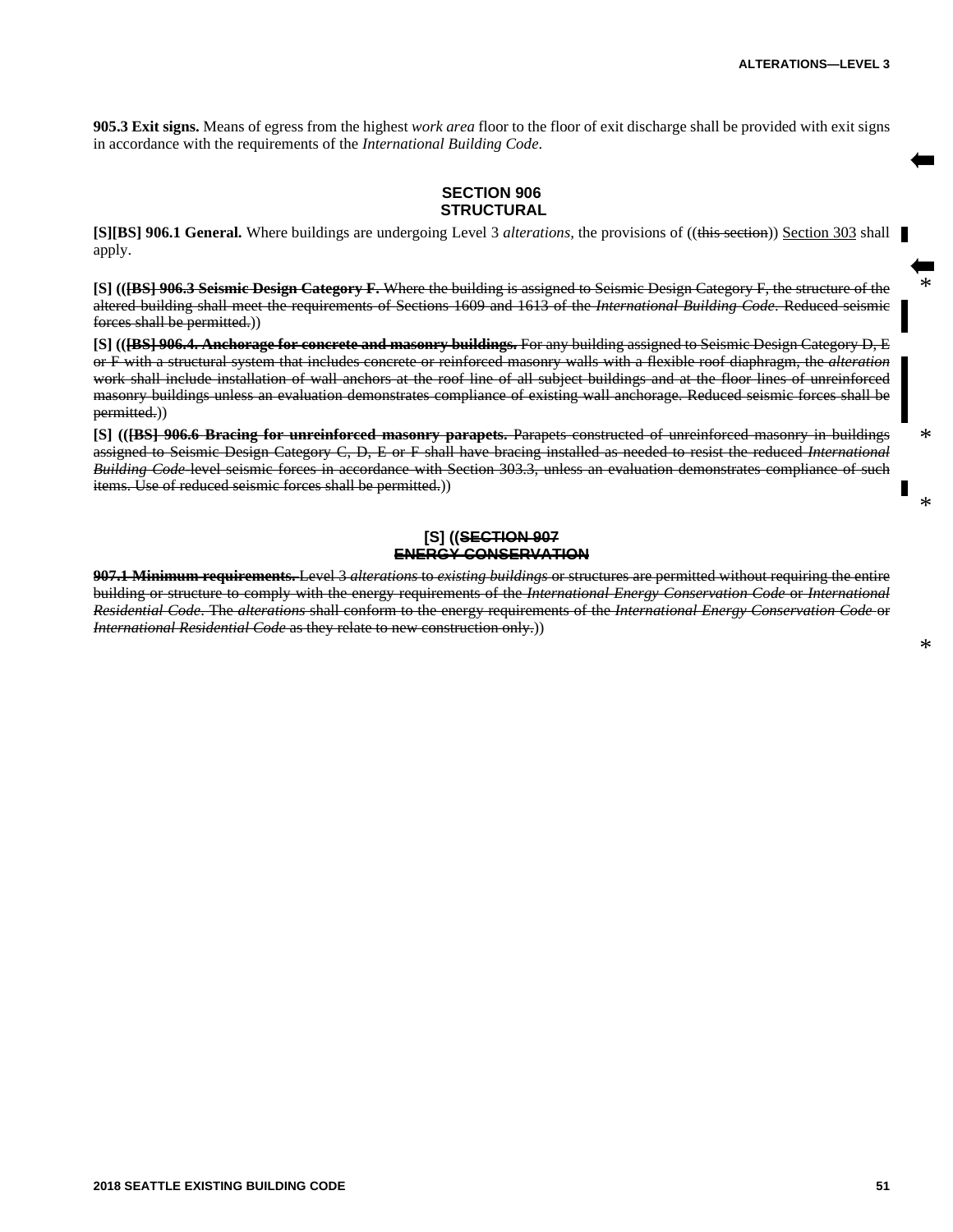**905.3 Exit signs.** Means of egress from the highest *work area* floor to the floor of exit discharge shall be provided with exit signs in accordance with the requirements of the *International Building Code*.

## SECTION 906
## STRUCTURAL

**[S][BS] 906.1 General.** Where buildings are undergoing Level 3 *alterations,* the provisions of ((~~this section~~)) Section 303 shall apply.

**[S] ((~~[BS] 906.3 Seismic Design Category F.~~** ~~Where the building is assigned to Seismic Design Category F, the structure of the altered building shall meet the requirements of Sections 1609 and 1613 of the *International Building Code*. Reduced seismic forces shall be permitted.~~))

**[S] ((~~[BS] 906.4. Anchorage for concrete and masonry buildings.~~** ~~For any building assigned to Seismic Design Category D, E or F with a structural system that includes concrete or reinforced masonry walls with a flexible roof diaphragm, the *alteration* work shall include installation of wall anchors at the roof line of all subject buildings and at the floor lines of unreinforced masonry buildings unless an evaluation demonstrates compliance of existing wall anchorage. Reduced seismic forces shall be permitted.~~))

**[S] ((~~[BS] 906.6 Bracing for unreinforced masonry parapets.~~** ~~Parapets constructed of unreinforced masonry in buildings assigned to Seismic Design Category C, D, E or F shall have bracing installed as needed to resist the reduced *International Building Code* level seismic forces in accordance with Section 303.3, unless an evaluation demonstrates compliance of such items. Use of reduced seismic forces shall be permitted.~~))

## [S] ((~~SECTION 907~~
## ~~ENERGY CONSERVATION~~

**~~907.1 Minimum requirements.~~** ~~Level 3 *alterations* to *existing buildings* or structures are permitted without requiring the entire building or structure to comply with the energy requirements of the *International Energy Conservation Code* or *International Residential Code*. The *alterations* shall conform to the energy requirements of the *International Energy Conservation Code* or *International Residential Code* as they relate to new construction only.~~))